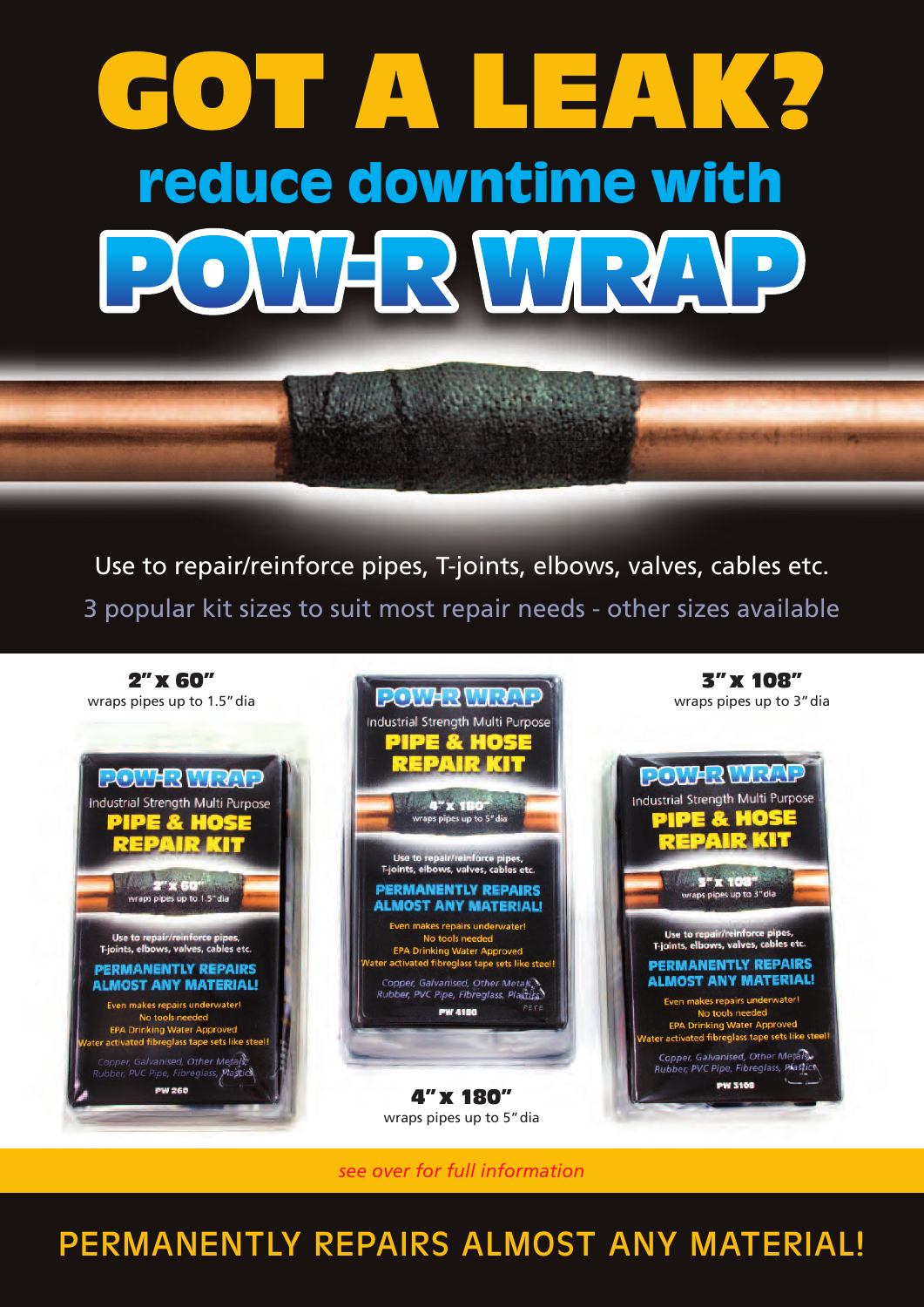# GOT A LEAK?

## reduce downtime with

# POW-R WRAP

Use to repair/reinforce pipes, T-joints, elbows, valves, cables etc.

3 popular kit sizes to suit most repair needs - other sizes available

**2" x 60"**
wraps pipes up to 1.5" dia

**4" x 180"**
wraps pipes up to 5" dia

**3" x 108"**
wraps pipes up to 3" dia

*see over for full information*

## PERMANENTLY REPAIRS ALMOST ANY MATERIAL!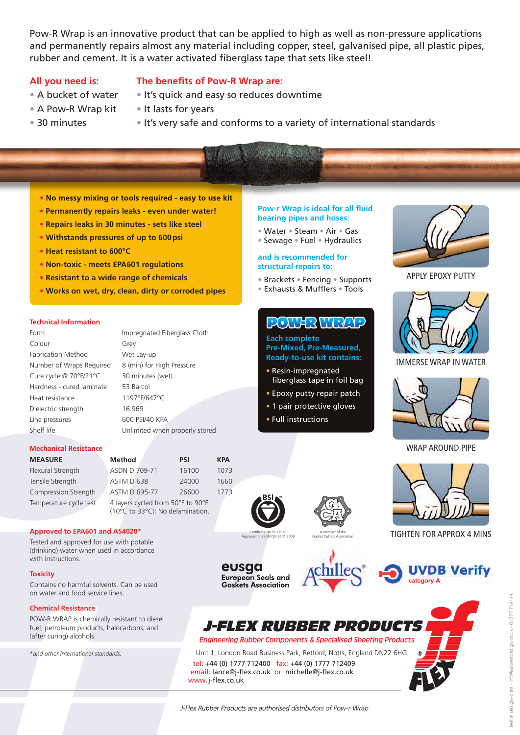Pow-R Wrap is an innovative product that can be applied to high as well as non-pressure applications and permanently repairs almost any material including copper, steel, galvanised pipe, all plastic pipes, rubber and cement. It is a water activated fiberglass tape that sets like steel!

## All you need is:

- A bucket of water
- A Pow-R Wrap kit
- 30 minutes

## The benefits of Pow-R Wrap are:

- It's quick and easy so reduces downtime
- It lasts for years
- It's very safe and conforms to a variety of international standards

- **No messy mixing or tools required - easy to use kit**
- **Permanently repairs leaks - even under water!**
- **Repairs leaks in 30 minutes - sets like steel**
- **Withstands pressures of up to 600psi**
- **Heat resistant to 600°C**
- **Non-toxic - meets EPA601 regulations**
- **Resistant to a wide range of chemicals**
- **Works on wet, dry, clean, dirty or corroded pipes**

### Technical Information

| | |
|---|---|
| Form | Impregnated Fiberglass Cloth |
| Colour | Grey |
| Fabrication Method | Wet Lay-up |
| Number of Wraps Required | 8 (min) for High Pressure |
| Cure cycle @ 70°F/21°C | 30 minutes (wet) |
| Hardness - cured laminate | 53 Barcol |
| Heat resistance | 1197°F/647°C |
| Dielectric strength | 16.969 |
| Line pressures | 600 PSI/40 KPA |
| Shelf life | Unlimited when properly stored |

### Mechanical Resistance

| MEASURE | Method | PSI | KPA |
|---|---|---|---|
| Flexural Strength | ASDN D 709-71 | 16100 | 1073 |
| Tensile Strength | ASTM D 638 | 24000 | 1660 |
| Compression Strength | ASTM D 695-77 | 26600 | 1773 |
| Temperature cycle test | 4 layers cycled from 50°F to 90°F (10°C to 33°C): No delamination. | | |

### Approved to EPA601 and AS4020*

Tested and approved for use with potable (drinking) water when used in accordance with instructions.

### Toxicity

Contains no harmful solvents. Can be used on water and food service lines.

### Chemical Resistance

POW-R WRAP is chemically resistant to diesel fuel, petroleum products, halocarbons, and (after curing) alcohols.

*\*and other international standards.*

### Pow-r Wrap is ideal for all fluid bearing pipes and hoses:

- Water • Steam • Air • Gas
- Sewage • Fuel • Hydraulics

### and is recommended for structural repairs to:

- Brackets • Fencing • Supports
- Exhausts & Mufflers • Tools

## POW-R WRAP

**Each complete Pre-Mixed, Pre-Measured, Ready-to-use kit contains:**

- Resin-impregnated fiberglass tape in foil bag
- Epoxy putty repair patch
- 1 pair protective gloves
- Full instructions

APPLY EPOXY PUTTY

IMMERSE WRAP IN WATER

WRAP AROUND PIPE

TIGHTEN FOR APPROX 4 MINS

Certificate No.RS 27920 Approved to BS EN ISO 9001:2008

A member of the Gasket Cutters Association

eusga European Seals and Gaskets Association

Achilles

UVDB Verify category A

## J-FLEX RUBBER PRODUCTS

*Engineering Rubber Components & Specialised Sheeting Products*

Unit 1, London Road Business Park, Retford, Notts, England DN22 6HG

tel: +44 (0) 1777 712400 fax: +44 (0) 1777 712409

email: lance@j-flex.co.uk or michelle@j-flex.co.uk

www.j-flex.co.uk

*J-Flex Rubber Products are authorised distributors of Pow-r Wrap*